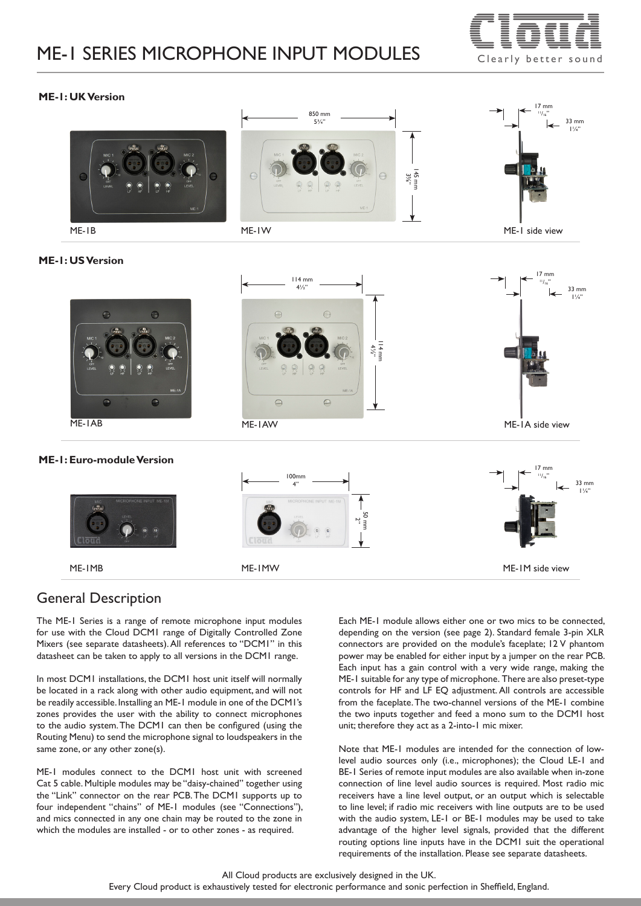# ME-1 SERIES MICROPHONE INPUT MODULES

Cloud — Clearly better sound

### ME-1: UK Version

850 mm 5¾"

145 mm 3⅝"

17 mm ¹¹⁄₁₆"

33 mm 1¼"

ME-1B    ME-1W    ME-1 side view

### ME-1: US Version

114 mm 4½"

114 mm 4½"

17 mm ¹¹⁄₁₆"

33 mm 1¼"

ME-1AB    ME-1AW    ME-1A side view

### ME-1: Euro-module Version

100mm 4"

50 mm 2"

17 mm ¹¹⁄₁₆"

33 mm 1¼"

ME-1MB    ME-1MW    ME-1M side view

## General Description

The ME-1 Series is a range of remote microphone input modules for use with the Cloud DCM1 range of Digitally Controlled Zone Mixers (see separate datasheets). All references to "DCM1" in this datasheet can be taken to apply to all versions in the DCM1 range.

In most DCM1 installations, the DCM1 host unit itself will normally be located in a rack along with other audio equipment, and will not be readily accessible. Installing an ME-1 module in one of the DCM1's zones provides the user with the ability to connect microphones to the audio system. The DCM1 can then be configured (using the Routing Menu) to send the microphone signal to loudspeakers in the same zone, or any other zone(s).

ME-1 modules connect to the DCM1 host unit with screened Cat 5 cable. Multiple modules may be "daisy-chained" together using the "Link" connector on the rear PCB. The DCM1 supports up to four independent "chains" of ME-1 modules (see "Connections"), and mics connected in any one chain may be routed to the zone in which the modules are installed - or to other zones - as required.

Each ME-1 module allows either one or two mics to be connected, depending on the version (see page 2). Standard female 3-pin XLR connectors are provided on the module's faceplate; 12 V phantom power may be enabled for either input by a jumper on the rear PCB. Each input has a gain control with a very wide range, making the ME-1 suitable for any type of microphone. There are also preset-type controls for HF and LF EQ adjustment. All controls are accessible from the faceplate. The two-channel versions of the ME-1 combine the two inputs together and feed a mono sum to the DCM1 host unit; therefore they act as a 2-into-1 mic mixer.

Note that ME-1 modules are intended for the connection of low-level audio sources only (i.e., microphones); the Cloud LE-1 and BE-1 Series of remote input modules are also available when in-zone connection of line level audio sources is required. Most radio mic receivers have a line level output, or an output which is selectable to line level; if radio mic receivers with line outputs are to be used with the audio system, LE-1 or BE-1 modules may be used to take advantage of the higher level signals, provided that the different routing options line inputs have in the DCM1 suit the operational requirements of the installation. Please see separate datasheets.

All Cloud products are exclusively designed in the UK.
Every Cloud product is exhaustively tested for electronic performance and sonic perfection in Sheffield, England.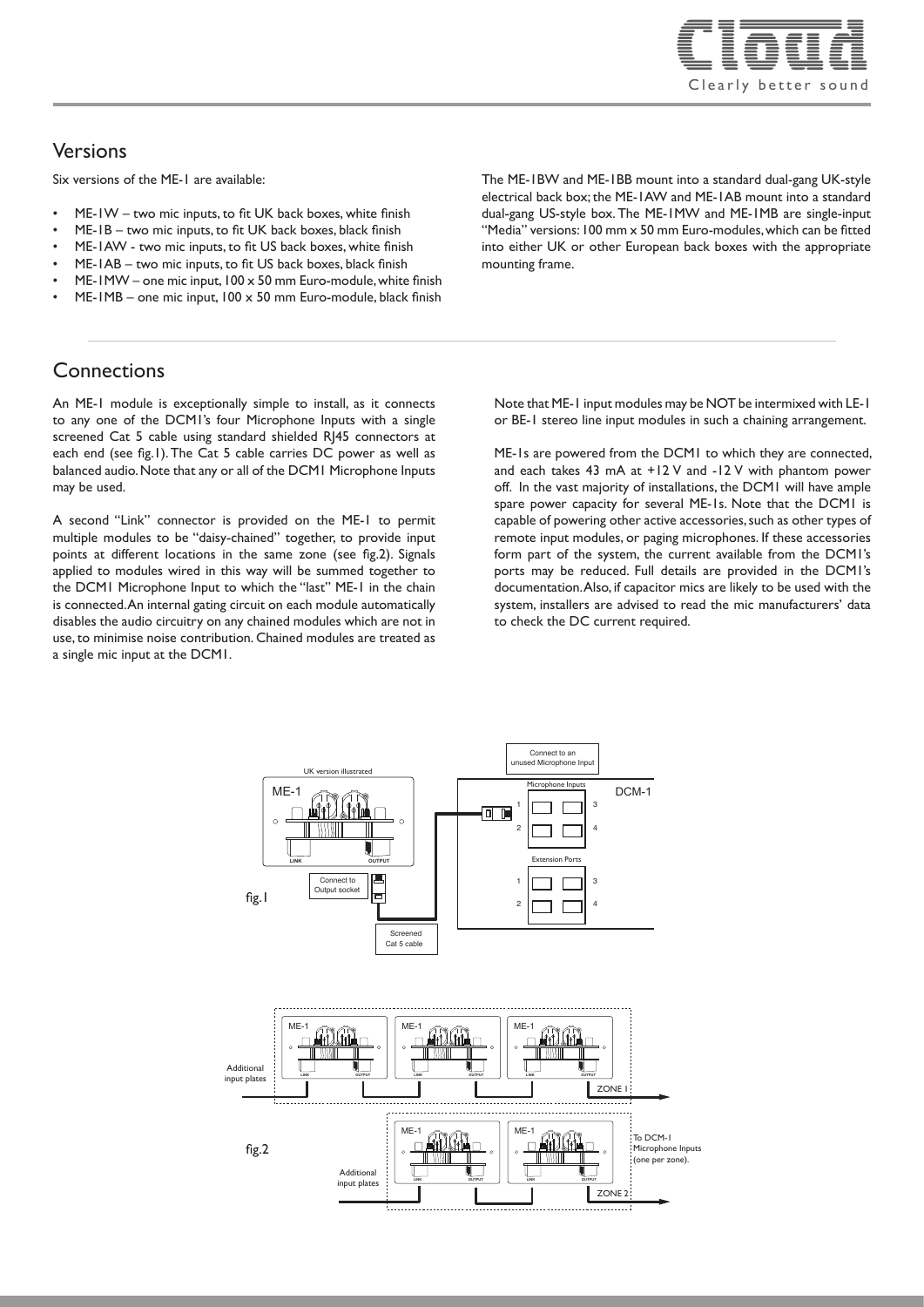## Versions

Six versions of the ME-1 are available:

- ME-1W – two mic inputs, to fit UK back boxes, white finish
- ME-1B – two mic inputs, to fit UK back boxes, black finish
- ME-1AW - two mic inputs, to fit US back boxes, white finish
- ME-1AB – two mic inputs, to fit US back boxes, black finish
- ME-1MW – one mic input, 100 x 50 mm Euro-module, white finish
- ME-1MB – one mic input, 100 x 50 mm Euro-module, black finish

The ME-1BW and ME-1BB mount into a standard dual-gang UK-style electrical back box; the ME-1AW and ME-1AB mount into a standard dual-gang US-style box. The ME-1MW and ME-1MB are single-input "Media" versions: 100 mm x 50 mm Euro-modules, which can be fitted into either UK or other European back boxes with the appropriate mounting frame.

## Connections

An ME-1 module is exceptionally simple to install, as it connects to any one of the DCM1's four Microphone Inputs with a single screened Cat 5 cable using standard shielded RJ45 connectors at each end (see fig.1). The Cat 5 cable carries DC power as well as balanced audio. Note that any or all of the DCM1 Microphone Inputs may be used.

A second "Link" connector is provided on the ME-1 to permit multiple modules to be "daisy-chained" together, to provide input points at different locations in the same zone (see fig.2). Signals applied to modules wired in this way will be summed together to the DCM1 Microphone Input to which the "last" ME-1 in the chain is connected. An internal gating circuit on each module automatically disables the audio circuitry on any chained modules which are not in use, to minimise noise contribution. Chained modules are treated as a single mic input at the DCM1.

Note that ME-1 input modules may be NOT be intermixed with LE-1 or BE-1 stereo line input modules in such a chaining arrangement.

ME-1s are powered from the DCM1 to which they are connected, and each takes 43 mA at +12 V and -12 V with phantom power off. In the vast majority of installations, the DCM1 will have ample spare power capacity for several ME-1s. Note that the DCM1 is capable of powering other active accessories, such as other types of remote input modules, or paging microphones. If these accessories form part of the system, the current available from the DCM1's ports may be reduced. Full details are provided in the DCM1's documentation. Also, if capacitor mics are likely to be used with the system, installers are advised to read the mic manufacturers' data to check the DC current required.

UK version illustrated

ME-1 — LINK — OUTPUT

Connect to Output socket

Screened Cat 5 cable

Connect to an unused Microphone Input

DCM-1 — Microphone Inputs 1 2 3 4 — Extension Ports 1 2 3 4

fig.1

Additional input plates — ME-1 — ME-1 — ME-1 — ZONE 1

Additional input plates — ME-1 — ME-1 — ZONE 2

To DCM-1 Microphone Inputs (one per zone).

fig.2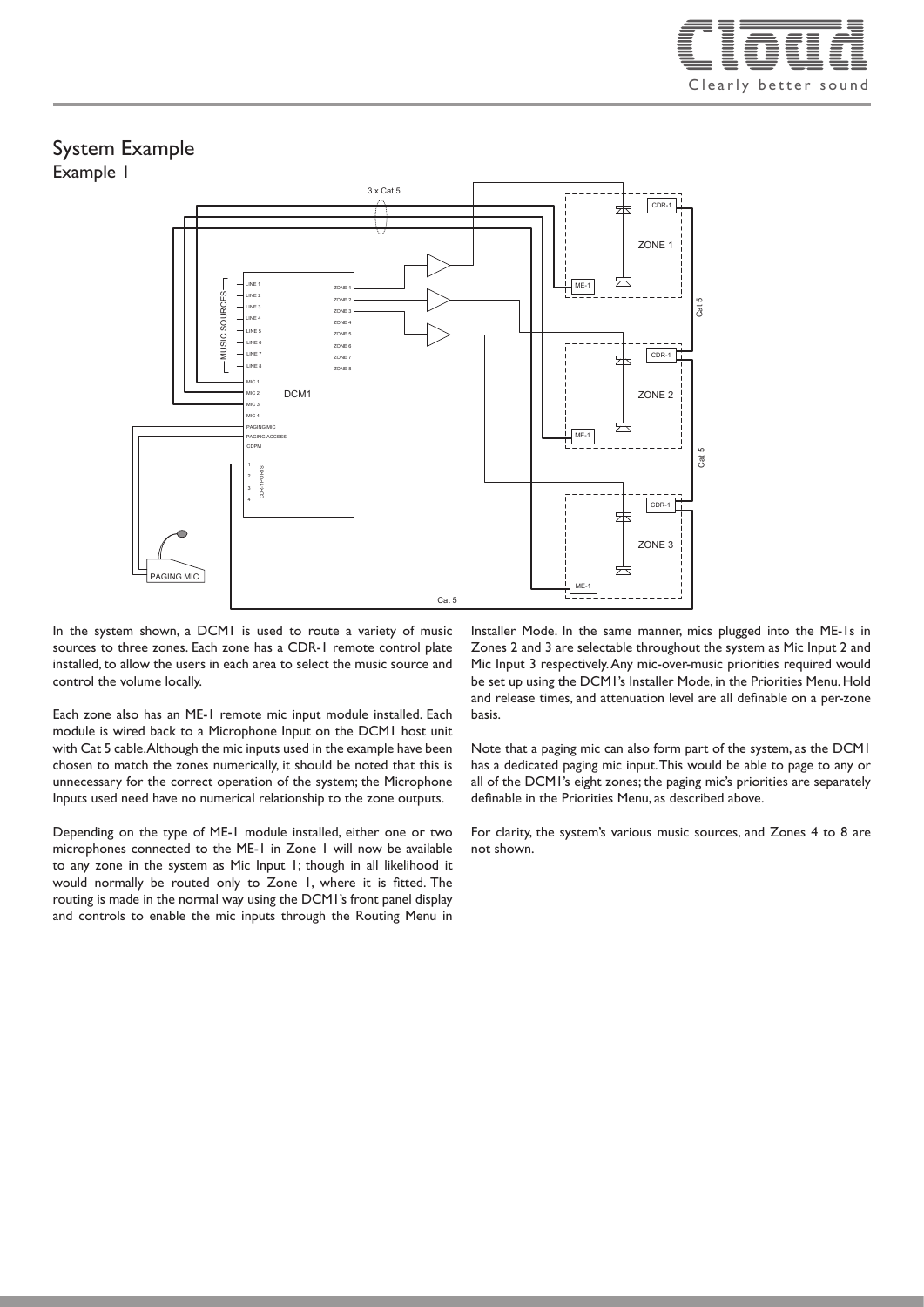# System Example

## Example 1

In the system shown, a DCM1 is used to route a variety of music sources to three zones. Each zone has a CDR-1 remote control plate installed, to allow the users in each area to select the music source and control the volume locally.

Each zone also has an ME-1 remote mic input module installed. Each module is wired back to a Microphone Input on the DCM1 host unit with Cat 5 cable. Although the mic inputs used in the example have been chosen to match the zones numerically, it should be noted that this is unnecessary for the correct operation of the system; the Microphone Inputs used need have no numerical relationship to the zone outputs.

Depending on the type of ME-1 module installed, either one or two microphones connected to the ME-1 in Zone 1 will now be available to any zone in the system as Mic Input 1; though in all likelihood it would normally be routed only to Zone 1, where it is fitted. The routing is made in the normal way using the DCM1's front panel display and controls to enable the mic inputs through the Routing Menu in Installer Mode. In the same manner, mics plugged into the ME-1s in Zones 2 and 3 are selectable throughout the system as Mic Input 2 and Mic Input 3 respectively. Any mic-over-music priorities required would be set up using the DCM1's Installer Mode, in the Priorities Menu. Hold and release times, and attenuation level are all definable on a per-zone basis.

Note that a paging mic can also form part of the system, as the DCM1 has a dedicated paging mic input. This would be able to page to any or all of the DCM1's eight zones; the paging mic's priorities are separately definable in the Priorities Menu, as described above.

For clarity, the system's various music sources, and Zones 4 to 8 are not shown.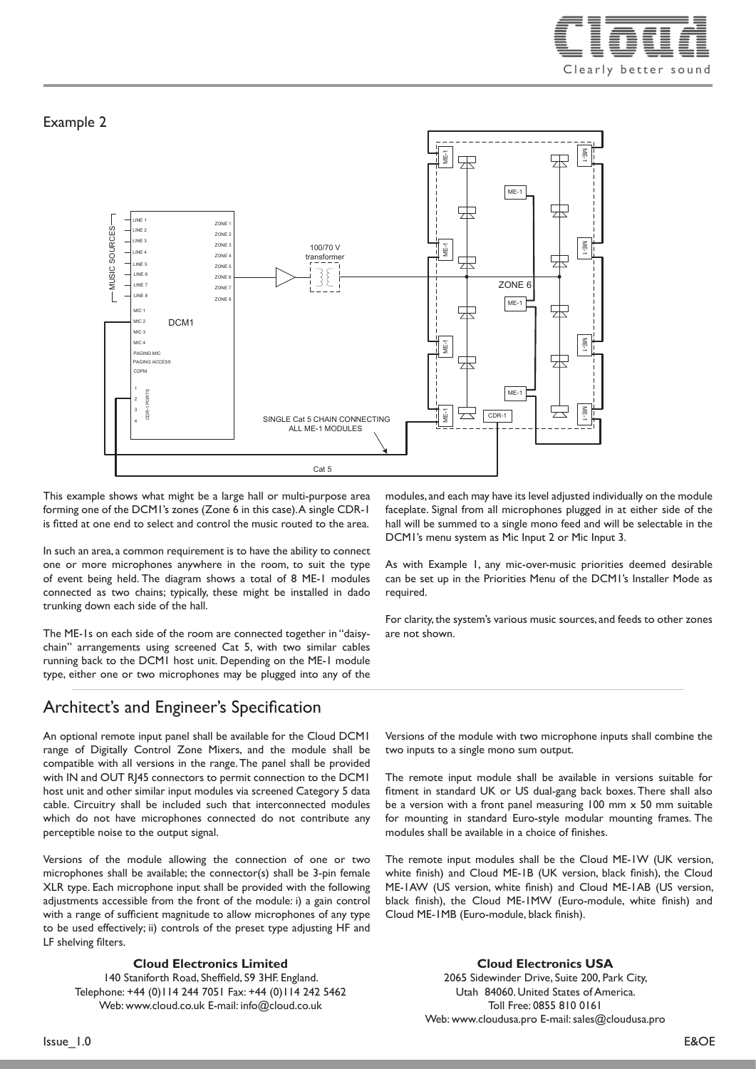## Example 2

LINE 1
LINE 2
LINE 3
LINE 4
LINE 5
LINE 6
LINE 7
LINE 8
MIC 1
MIC 2
MIC 3
MIC 4
PAGING MIC
PAGING ACCESS
CDPM
CDR-1 PORTS 1 2 3 4
MUSIC SOURCES
DCM1
ZONE 1
ZONE 2
ZONE 3
ZONE 4
ZONE 5
ZONE 6
ZONE 7
ZONE 8
100/70 V transformer
ZONE 6
ME-1
CDR-1
SINGLE Cat 5 CHAIN CONNECTING ALL ME-1 MODULES
Cat 5

This example shows what might be a large hall or multi-purpose area forming one of the DCM1's zones (Zone 6 in this case). A single CDR-1 is fitted at one end to select and control the music routed to the area.

In such an area, a common requirement is to have the ability to connect one or more microphones anywhere in the room, to suit the type of event being held. The diagram shows a total of 8 ME-1 modules connected as two chains; typically, these might be installed in dado trunking down each side of the hall.

The ME-1s on each side of the room are connected together in "daisy-chain" arrangements using screened Cat 5, with two similar cables running back to the DCM1 host unit. Depending on the ME-1 module type, either one or two microphones may be plugged into any of the modules, and each may have its level adjusted individually on the module faceplate. Signal from all microphones plugged in at either side of the hall will be summed to a single mono feed and will be selectable in the DCM1's menu system as Mic Input 2 or Mic Input 3.

As with Example 1, any mic-over-music priorities deemed desirable can be set up in the Priorities Menu of the DCM1's Installer Mode as required.

For clarity, the system's various music sources, and feeds to other zones are not shown.

# Architect's and Engineer's Specification

An optional remote input panel shall be available for the Cloud DCM1 range of Digitally Control Zone Mixers, and the module shall be compatible with all versions in the range. The panel shall be provided with IN and OUT RJ45 connectors to permit connection to the DCM1 host unit and other similar input modules via screened Category 5 data cable. Circuitry shall be included such that interconnected modules which do not have microphones connected do not contribute any perceptible noise to the output signal.

Versions of the module allowing the connection of one or two microphones shall be available; the connector(s) shall be 3-pin female XLR type. Each microphone input shall be provided with the following adjustments accessible from the front of the module: i) a gain control with a range of sufficient magnitude to allow microphones of any type to be used effectively; ii) controls of the preset type adjusting HF and LF shelving filters.

Versions of the module with two microphone inputs shall combine the two inputs to a single mono sum output.

The remote input module shall be available in versions suitable for fitment in standard UK or US dual-gang back boxes. There shall also be a version with a front panel measuring 100 mm x 50 mm suitable for mounting in standard Euro-style modular mounting frames. The modules shall be available in a choice of finishes.

The remote input modules shall be the Cloud ME-1W (UK version, white finish) and Cloud ME-1B (UK version, black finish), the Cloud ME-1AW (US version, white finish) and Cloud ME-1AB (US version, black finish), the Cloud ME-1MW (Euro-module, white finish) and Cloud ME-1MB (Euro-module, black finish).

**Cloud Electronics Limited**
140 Staniforth Road, Sheffield, S9 3HF. England.
Telephone: +44 (0)114 244 7051 Fax: +44 (0)114 242 5462
Web: www.cloud.co.uk E-mail: info@cloud.co.uk

**Cloud Electronics USA**
2065 Sidewinder Drive, Suite 200, Park City,
Utah 84060. United States of America.
Toll Free: 0855 810 0161
Web: www.cloudusa.pro E-mail: sales@cloudusa.pro

Issue_1.0

E&OE